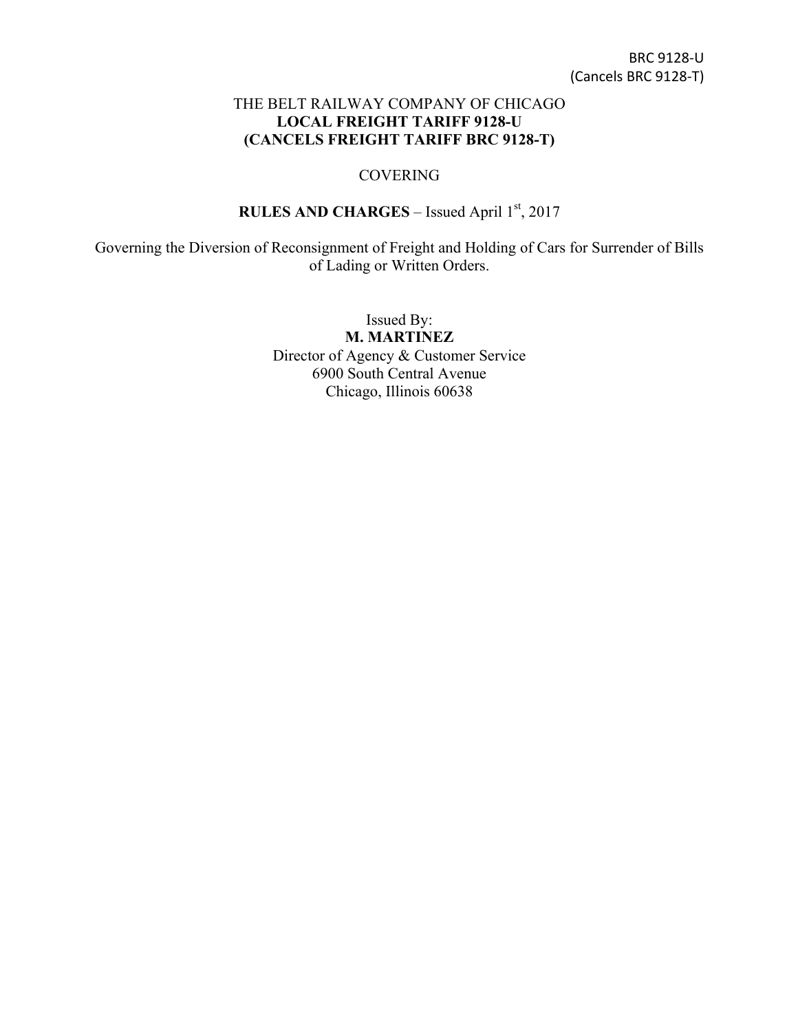BRC 9128-U
(Cancels BRC 9128-T)

THE BELT RAILWAY COMPANY OF CHICAGO
**LOCAL FREIGHT TARIFF 9128-U**
**(CANCELS FREIGHT TARIFF BRC 9128-T)**

COVERING

**RULES AND CHARGES** – Issued April 1st, 2017

Governing the Diversion of Reconsignment of Freight and Holding of Cars for Surrender of Bills of Lading or Written Orders.

Issued By:
**M. MARTINEZ**
Director of Agency & Customer Service
6900 South Central Avenue
Chicago, Illinois 60638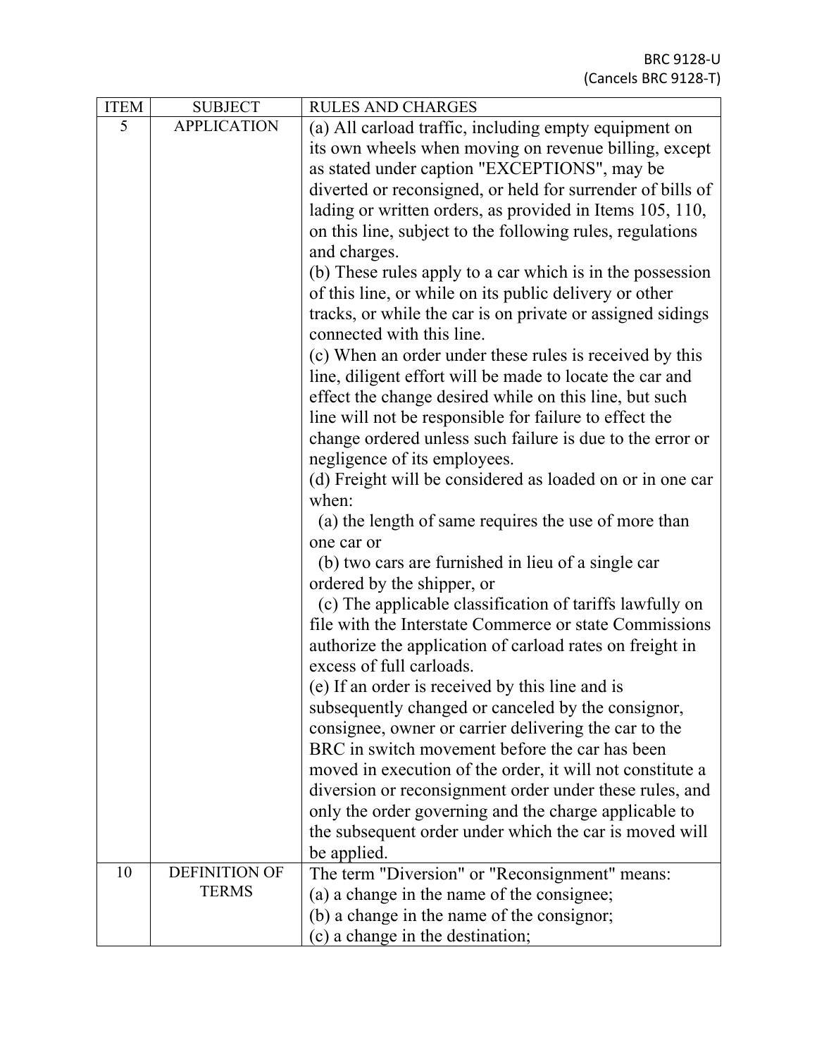BRC 9128-U
(Cancels BRC 9128-T)

| ITEM | SUBJECT | RULES AND CHARGES |
|---|---|---|
| 5 | APPLICATION | (a) All carload traffic, including empty equipment on its own wheels when moving on revenue billing, except as stated under caption "EXCEPTIONS", may be diverted or reconsigned, or held for surrender of bills of lading or written orders, as provided in Items 105, 110, on this line, subject to the following rules, regulations and charges.<br>(b) These rules apply to a car which is in the possession of this line, or while on its public delivery or other tracks, or while the car is on private or assigned sidings connected with this line.<br>(c) When an order under these rules is received by this line, diligent effort will be made to locate the car and effect the change desired while on this line, but such line will not be responsible for failure to effect the change ordered unless such failure is due to the error or negligence of its employees.<br>(d) Freight will be considered as loaded on or in one car when:<br>(a) the length of same requires the use of more than one car or<br>(b) two cars are furnished in lieu of a single car ordered by the shipper, or<br>(c) The applicable classification of tariffs lawfully on file with the Interstate Commerce or state Commissions authorize the application of carload rates on freight in excess of full carloads.<br>(e) If an order is received by this line and is subsequently changed or canceled by the consignor, consignee, owner or carrier delivering the car to the BRC in switch movement before the car has been moved in execution of the order, it will not constitute a diversion or reconsignment order under these rules, and only the order governing and the charge applicable to the subsequent order under which the car is moved will be applied. |
| 10 | DEFINITION OF TERMS | The term "Diversion" or "Reconsignment" means:<br>(a) a change in the name of the consignee;<br>(b) a change in the name of the consignor;<br>(c) a change in the destination; |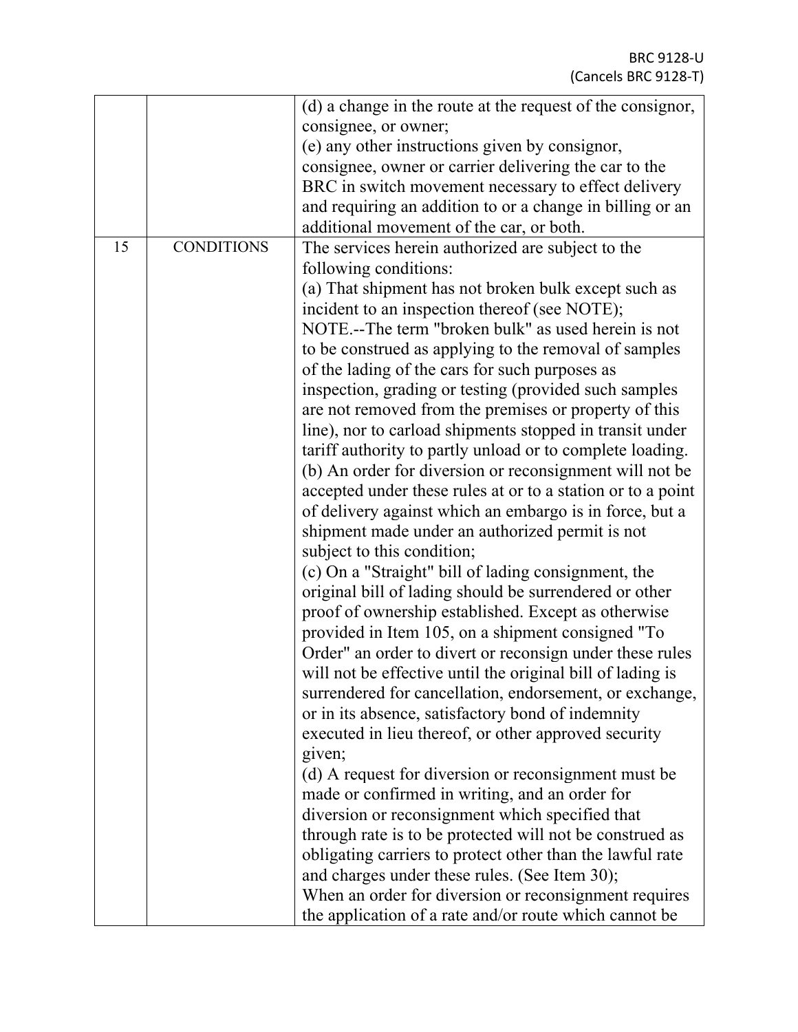| | | |
|---|---|---|
| | | (d) a change in the route at the request of the consignor, consignee, or owner;<br>(e) any other instructions given by consignor, consignee, owner or carrier delivering the car to the BRC in switch movement necessary to effect delivery and requiring an addition to or a change in billing or an additional movement of the car, or both. |
| 15 | CONDITIONS | The services herein authorized are subject to the following conditions:<br>(a) That shipment has not broken bulk except such as incident to an inspection thereof (see NOTE);<br>NOTE.--The term "broken bulk" as used herein is not to be construed as applying to the removal of samples of the lading of the cars for such purposes as inspection, grading or testing (provided such samples are not removed from the premises or property of this line), nor to carload shipments stopped in transit under tariff authority to partly unload or to complete loading.<br>(b) An order for diversion or reconsignment will not be accepted under these rules at or to a station or to a point of delivery against which an embargo is in force, but a shipment made under an authorized permit is not subject to this condition;<br>(c) On a "Straight" bill of lading consignment, the original bill of lading should be surrendered or other proof of ownership established. Except as otherwise provided in Item 105, on a shipment consigned "To Order" an order to divert or reconsign under these rules will not be effective until the original bill of lading is surrendered for cancellation, endorsement, or exchange, or in its absence, satisfactory bond of indemnity executed in lieu thereof, or other approved security given;<br>(d) A request for diversion or reconsignment must be made or confirmed in writing, and an order for diversion or reconsignment which specified that through rate is to be protected will not be construed as obligating carriers to protect other than the lawful rate and charges under these rules. (See Item 30);<br>When an order for diversion or reconsignment requires the application of a rate and/or route which cannot be |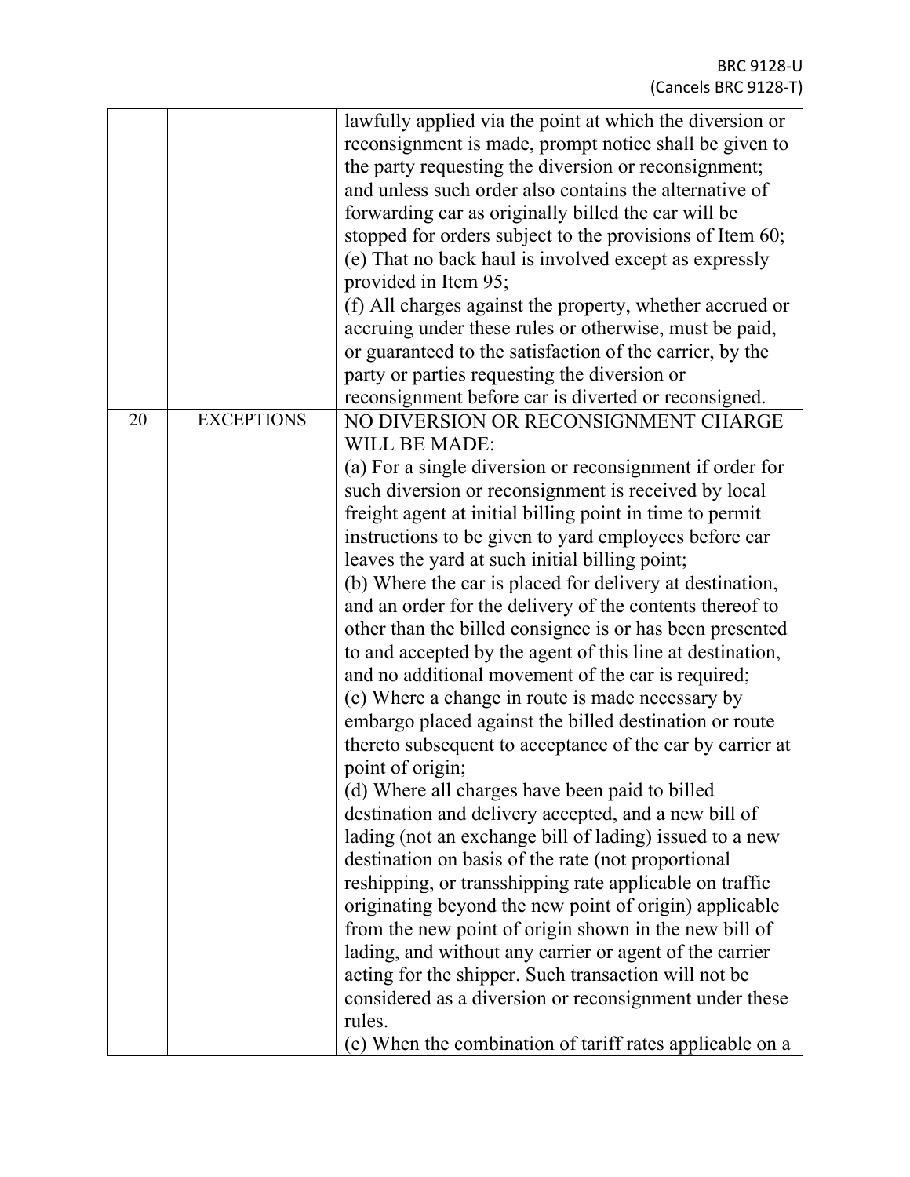| | | |
|---|---|---|
| | | lawfully applied via the point at which the diversion or reconsignment is made, prompt notice shall be given to the party requesting the diversion or reconsignment; and unless such order also contains the alternative of forwarding car as originally billed the car will be stopped for orders subject to the provisions of Item 60;<br>(e) That no back haul is involved except as expressly provided in Item 95;<br>(f) All charges against the property, whether accrued or accruing under these rules or otherwise, must be paid, or guaranteed to the satisfaction of the carrier, by the party or parties requesting the diversion or reconsignment before car is diverted or reconsigned. |
| 20 | EXCEPTIONS | NO DIVERSION OR RECONSIGNMENT CHARGE WILL BE MADE:<br>(a) For a single diversion or reconsignment if order for such diversion or reconsignment is received by local freight agent at initial billing point in time to permit instructions to be given to yard employees before car leaves the yard at such initial billing point;<br>(b) Where the car is placed for delivery at destination, and an order for the delivery of the contents thereof to other than the billed consignee is or has been presented to and accepted by the agent of this line at destination, and no additional movement of the car is required;<br>(c) Where a change in route is made necessary by embargo placed against the billed destination or route thereto subsequent to acceptance of the car by carrier at point of origin;<br>(d) Where all charges have been paid to billed destination and delivery accepted, and a new bill of lading (not an exchange bill of lading) issued to a new destination on basis of the rate (not proportional reshipping, or transshipping rate applicable on traffic originating beyond the new point of origin) applicable from the new point of origin shown in the new bill of lading, and without any carrier or agent of the carrier acting for the shipper. Such transaction will not be considered as a diversion or reconsignment under these rules.<br>(e) When the combination of tariff rates applicable on a |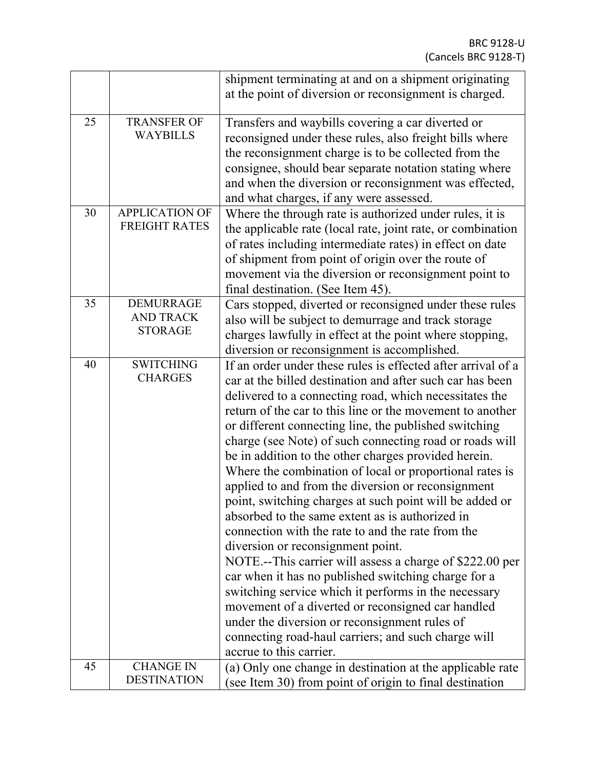| | | |
|---|---|---|
| | | shipment terminating at and on a shipment originating at the point of diversion or reconsignment is charged. |
| 25 | TRANSFER OF WAYBILLS | Transfers and waybills covering a car diverted or reconsigned under these rules, also freight bills where the reconsignment charge is to be collected from the consignee, should bear separate notation stating where and when the diversion or reconsignment was effected, and what charges, if any were assessed. |
| 30 | APPLICATION OF FREIGHT RATES | Where the through rate is authorized under rules, it is the applicable rate (local rate, joint rate, or combination of rates including intermediate rates) in effect on date of shipment from point of origin over the route of movement via the diversion or reconsignment point to final destination. (See Item 45). |
| 35 | DEMURRAGE AND TRACK STORAGE | Cars stopped, diverted or reconsigned under these rules also will be subject to demurrage and track storage charges lawfully in effect at the point where stopping, diversion or reconsignment is accomplished. |
| 40 | SWITCHING CHARGES | If an order under these rules is effected after arrival of a car at the billed destination and after such car has been delivered to a connecting road, which necessitates the return of the car to this line or the movement to another or different connecting line, the published switching charge (see Note) of such connecting road or roads will be in addition to the other charges provided herein. Where the combination of local or proportional rates is applied to and from the diversion or reconsignment point, switching charges at such point will be added or absorbed to the same extent as is authorized in connection with the rate to and the rate from the diversion or reconsignment point.<br>NOTE.--This carrier will assess a charge of $222.00 per car when it has no published switching charge for a switching service which it performs in the necessary movement of a diverted or reconsigned car handled under the diversion or reconsignment rules of connecting road-haul carriers; and such charge will accrue to this carrier. |
| 45 | CHANGE IN DESTINATION | (a) Only one change in destination at the applicable rate (see Item 30) from point of origin to final destination |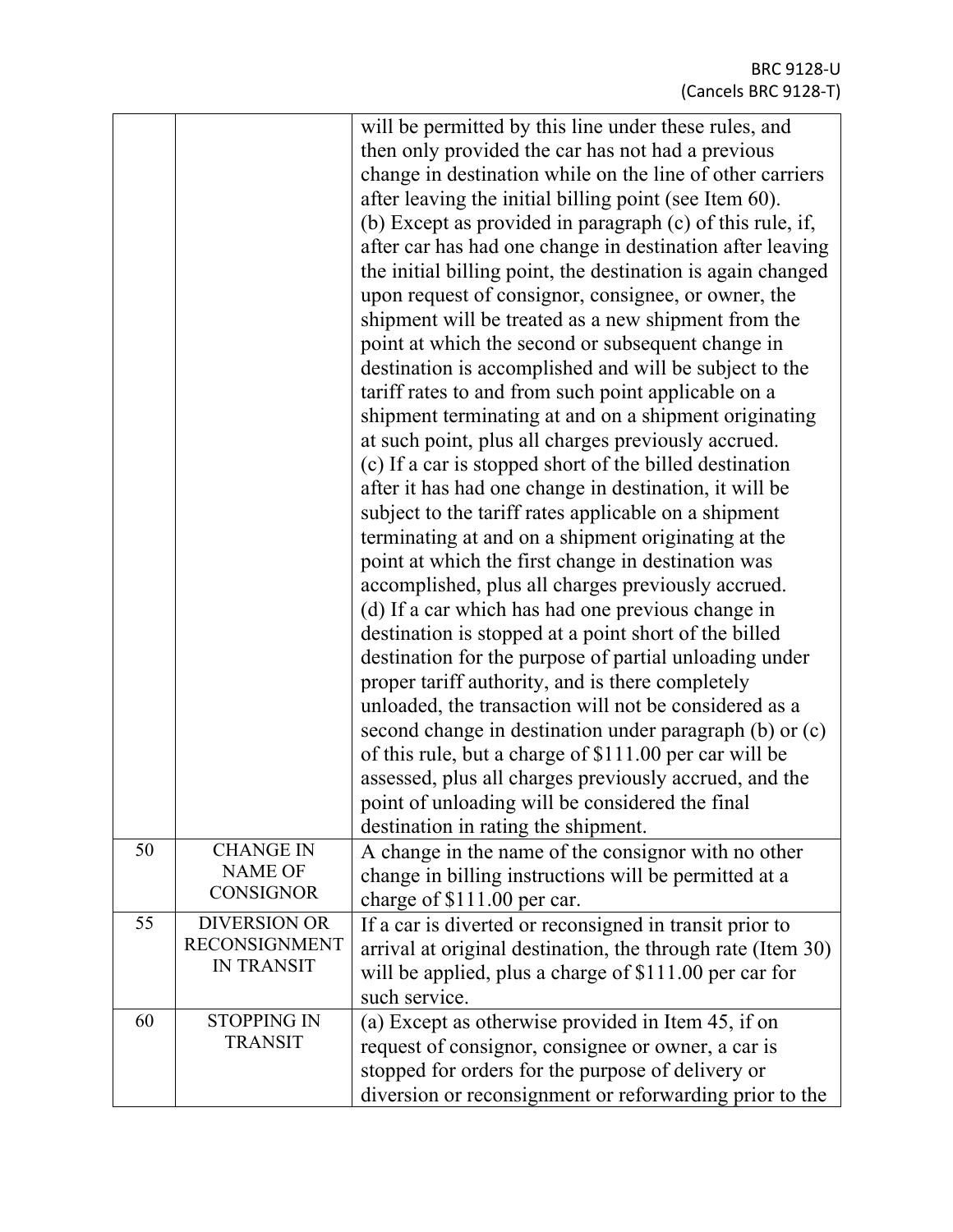| | | |
|---|---|---|
| | | will be permitted by this line under these rules, and then only provided the car has not had a previous change in destination while on the line of other carriers after leaving the initial billing point (see Item 60).<br>(b) Except as provided in paragraph (c) of this rule, if, after car has had one change in destination after leaving the initial billing point, the destination is again changed upon request of consignor, consignee, or owner, the shipment will be treated as a new shipment from the point at which the second or subsequent change in destination is accomplished and will be subject to the tariff rates to and from such point applicable on a shipment terminating at and on a shipment originating at such point, plus all charges previously accrued.<br>(c) If a car is stopped short of the billed destination after it has had one change in destination, it will be subject to the tariff rates applicable on a shipment terminating at and on a shipment originating at the point at which the first change in destination was accomplished, plus all charges previously accrued.<br>(d) If a car which has had one previous change in destination is stopped at a point short of the billed destination for the purpose of partial unloading under proper tariff authority, and is there completely unloaded, the transaction will not be considered as a second change in destination under paragraph (b) or (c) of this rule, but a charge of $111.00 per car will be assessed, plus all charges previously accrued, and the point of unloading will be considered the final destination in rating the shipment. |
| 50 | CHANGE IN NAME OF CONSIGNOR | A change in the name of the consignor with no other change in billing instructions will be permitted at a charge of $111.00 per car. |
| 55 | DIVERSION OR RECONSIGNMENT IN TRANSIT | If a car is diverted or reconsigned in transit prior to arrival at original destination, the through rate (Item 30) will be applied, plus a charge of $111.00 per car for such service. |
| 60 | STOPPING IN TRANSIT | (a) Except as otherwise provided in Item 45, if on request of consignor, consignee or owner, a car is stopped for orders for the purpose of delivery or diversion or reconsignment or reforwarding prior to the |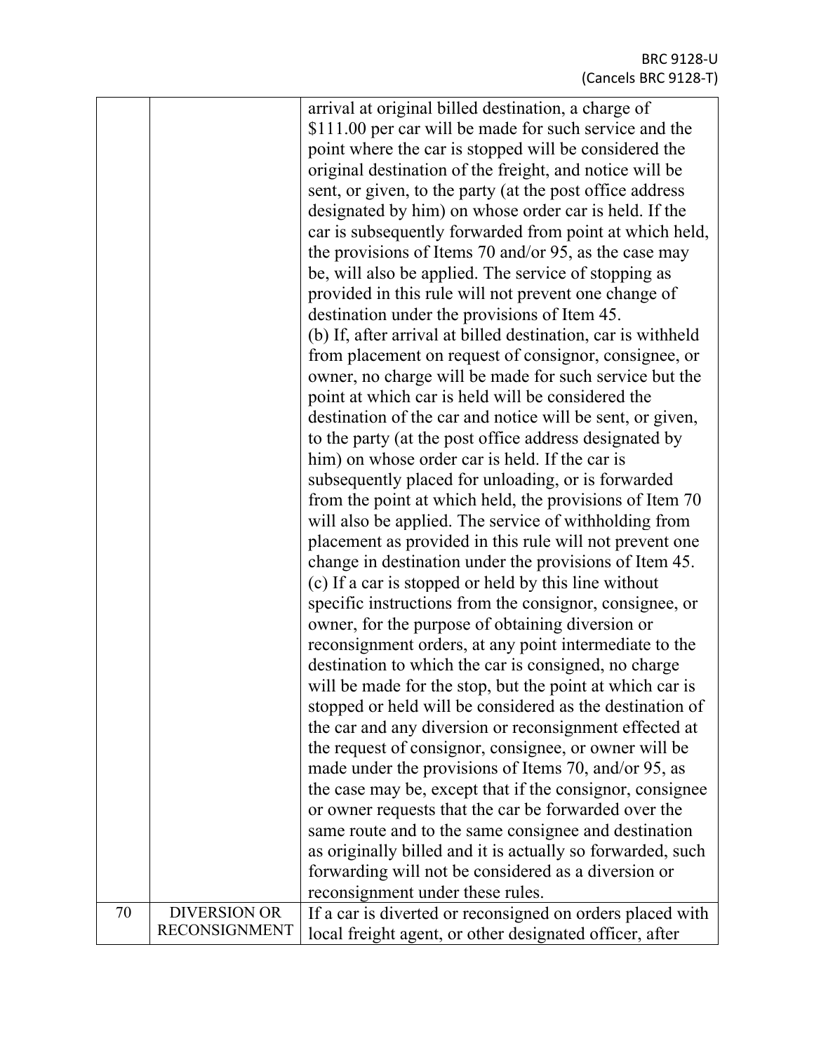| | | |
|---|---|---|
| | | arrival at original billed destination, a charge of $111.00 per car will be made for such service and the point where the car is stopped will be considered the original destination of the freight, and notice will be sent, or given, to the party (at the post office address designated by him) on whose order car is held. If the car is subsequently forwarded from point at which held, the provisions of Items 70 and/or 95, as the case may be, will also be applied. The service of stopping as provided in this rule will not prevent one change of destination under the provisions of Item 45.<br>(b) If, after arrival at billed destination, car is withheld from placement on request of consignor, consignee, or owner, no charge will be made for such service but the point at which car is held will be considered the destination of the car and notice will be sent, or given, to the party (at the post office address designated by him) on whose order car is held. If the car is subsequently placed for unloading, or is forwarded from the point at which held, the provisions of Item 70 will also be applied. The service of withholding from placement as provided in this rule will not prevent one change in destination under the provisions of Item 45.<br>(c) If a car is stopped or held by this line without specific instructions from the consignor, consignee, or owner, for the purpose of obtaining diversion or reconsignment orders, at any point intermediate to the destination to which the car is consigned, no charge will be made for the stop, but the point at which car is stopped or held will be considered as the destination of the car and any diversion or reconsignment effected at the request of consignor, consignee, or owner will be made under the provisions of Items 70, and/or 95, as the case may be, except that if the consignor, consignee or owner requests that the car be forwarded over the same route and to the same consignee and destination as originally billed and it is actually so forwarded, such forwarding will not be considered as a diversion or reconsignment under these rules. |
| 70 | DIVERSION OR RECONSIGNMENT | If a car is diverted or reconsigned on orders placed with local freight agent, or other designated officer, after |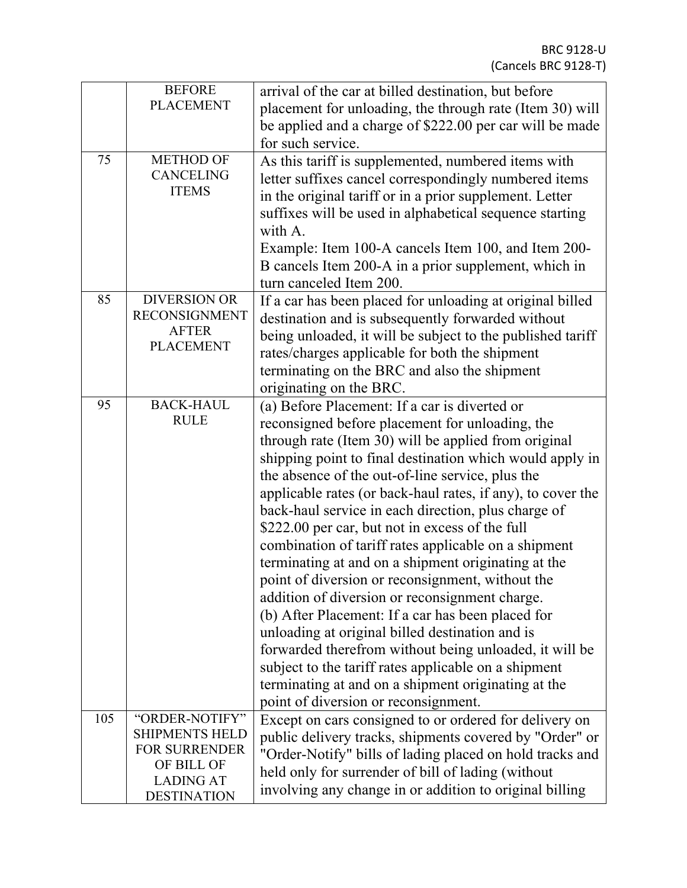| | | |
|---|---|---|
| | BEFORE PLACEMENT | arrival of the car at billed destination, but before placement for unloading, the through rate (Item 30) will be applied and a charge of $222.00 per car will be made for such service. |
| 75 | METHOD OF CANCELING ITEMS | As this tariff is supplemented, numbered items with letter suffixes cancel correspondingly numbered items in the original tariff or in a prior supplement. Letter suffixes will be used in alphabetical sequence starting with A.<br>Example: Item 100-A cancels Item 100, and Item 200-B cancels Item 200-A in a prior supplement, which in turn canceled Item 200. |
| 85 | DIVERSION OR RECONSIGNMENT AFTER PLACEMENT | If a car has been placed for unloading at original billed destination and is subsequently forwarded without being unloaded, it will be subject to the published tariff rates/charges applicable for both the shipment terminating on the BRC and also the shipment originating on the BRC. |
| 95 | BACK-HAUL RULE | (a) Before Placement: If a car is diverted or reconsigned before placement for unloading, the through rate (Item 30) will be applied from original shipping point to final destination which would apply in the absence of the out-of-line service, plus the applicable rates (or back-haul rates, if any), to cover the back-haul service in each direction, plus charge of $222.00 per car, but not in excess of the full combination of tariff rates applicable on a shipment terminating at and on a shipment originating at the point of diversion or reconsignment, without the addition of diversion or reconsignment charge.<br>(b) After Placement: If a car has been placed for unloading at original billed destination and is forwarded therefrom without being unloaded, it will be subject to the tariff rates applicable on a shipment terminating at and on a shipment originating at the point of diversion or reconsignment. |
| 105 | "ORDER-NOTIFY" SHIPMENTS HELD FOR SURRENDER OF BILL OF LADING AT DESTINATION | Except on cars consigned to or ordered for delivery on public delivery tracks, shipments covered by "Order" or "Order-Notify" bills of lading placed on hold tracks and held only for surrender of bill of lading (without involving any change in or addition to original billing |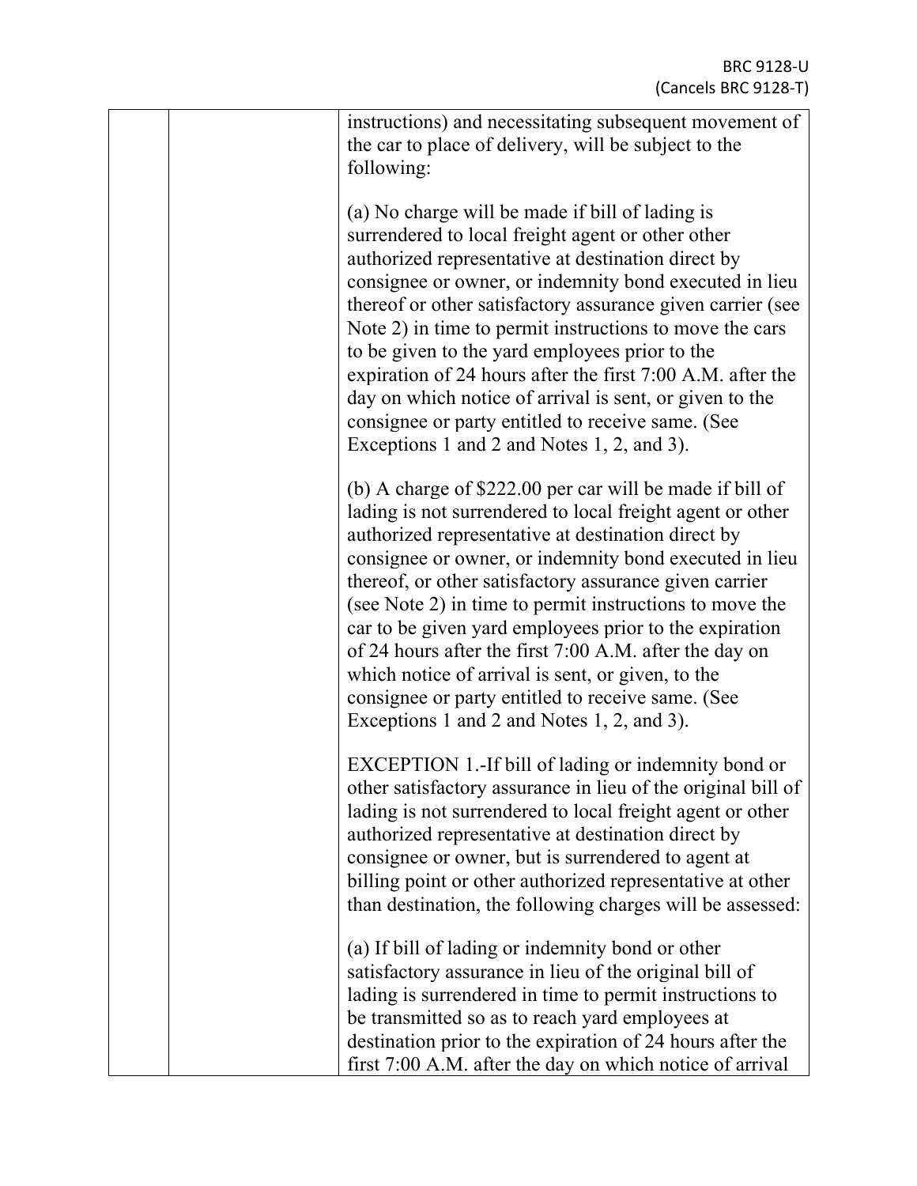| | | instructions) and necessitating subsequent movement of the car to place of delivery, will be subject to the following:<br><br>(a) No charge will be made if bill of lading is surrendered to local freight agent or other other authorized representative at destination direct by consignee or owner, or indemnity bond executed in lieu thereof or other satisfactory assurance given carrier (see Note 2) in time to permit instructions to move the cars to be given to the yard employees prior to the expiration of 24 hours after the first 7:00 A.M. after the day on which notice of arrival is sent, or given to the consignee or party entitled to receive same. (See Exceptions 1 and 2 and Notes 1, 2, and 3).<br><br>(b) A charge of $222.00 per car will be made if bill of lading is not surrendered to local freight agent or other authorized representative at destination direct by consignee or owner, or indemnity bond executed in lieu thereof, or other satisfactory assurance given carrier (see Note 2) in time to permit instructions to move the car to be given yard employees prior to the expiration of 24 hours after the first 7:00 A.M. after the day on which notice of arrival is sent, or given, to the consignee or party entitled to receive same. (See Exceptions 1 and 2 and Notes 1, 2, and 3).<br><br>EXCEPTION 1.-If bill of lading or indemnity bond or other satisfactory assurance in lieu of the original bill of lading is not surrendered to local freight agent or other authorized representative at destination direct by consignee or owner, but is surrendered to agent at billing point or other authorized representative at other than destination, the following charges will be assessed:<br><br>(a) If bill of lading or indemnity bond or other satisfactory assurance in lieu of the original bill of lading is surrendered in time to permit instructions to be transmitted so as to reach yard employees at destination prior to the expiration of 24 hours after the first 7:00 A.M. after the day on which notice of arrival |
|---|---|---|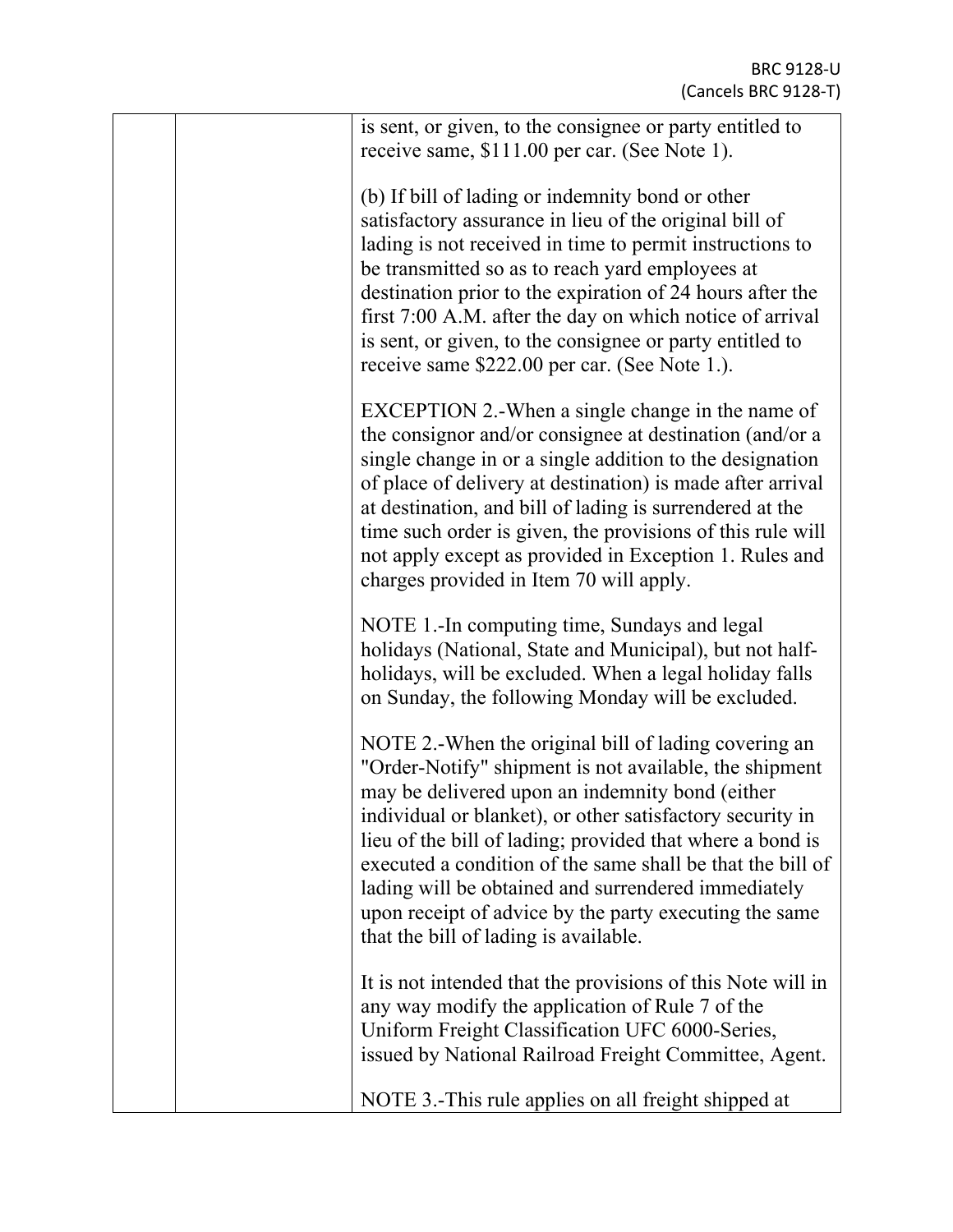is sent, or given, to the consignee or party entitled to receive same, $111.00 per car. (See Note 1).

(b) If bill of lading or indemnity bond or other satisfactory assurance in lieu of the original bill of lading is not received in time to permit instructions to be transmitted so as to reach yard employees at destination prior to the expiration of 24 hours after the first 7:00 A.M. after the day on which notice of arrival is sent, or given, to the consignee or party entitled to receive same $222.00 per car. (See Note 1.).

EXCEPTION 2.-When a single change in the name of the consignor and/or consignee at destination (and/or a single change in or a single addition to the designation of place of delivery at destination) is made after arrival at destination, and bill of lading is surrendered at the time such order is given, the provisions of this rule will not apply except as provided in Exception 1. Rules and charges provided in Item 70 will apply.

NOTE 1.-In computing time, Sundays and legal holidays (National, State and Municipal), but not half-holidays, will be excluded. When a legal holiday falls on Sunday, the following Monday will be excluded.

NOTE 2.-When the original bill of lading covering an "Order-Notify" shipment is not available, the shipment may be delivered upon an indemnity bond (either individual or blanket), or other satisfactory security in lieu of the bill of lading; provided that where a bond is executed a condition of the same shall be that the bill of lading will be obtained and surrendered immediately upon receipt of advice by the party executing the same that the bill of lading is available.

It is not intended that the provisions of this Note will in any way modify the application of Rule 7 of the Uniform Freight Classification UFC 6000-Series, issued by National Railroad Freight Committee, Agent.

NOTE 3.-This rule applies on all freight shipped at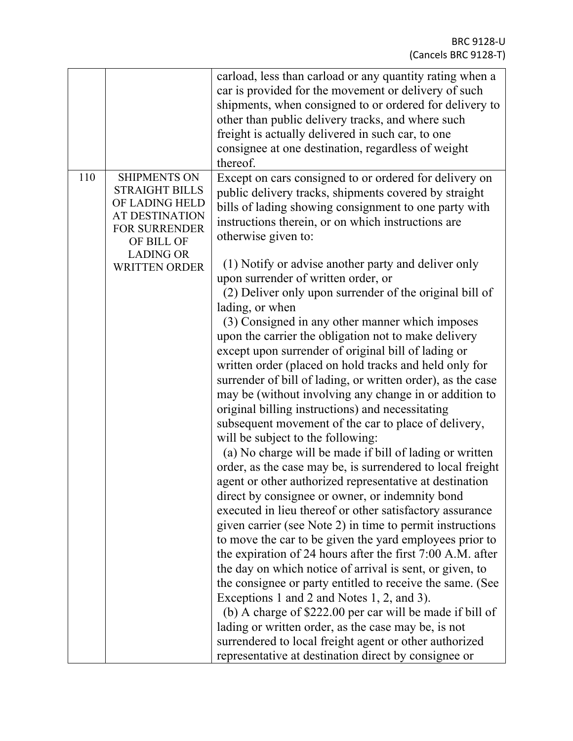| | | |
|---|---|---|
| | | carload, less than carload or any quantity rating when a car is provided for the movement or delivery of such shipments, when consigned to or ordered for delivery to other than public delivery tracks, and where such freight is actually delivered in such car, to one consignee at one destination, regardless of weight thereof. |
| 110 | SHIPMENTS ON STRAIGHT BILLS OF LADING HELD AT DESTINATION FOR SURRENDER OF BILL OF LADING OR WRITTEN ORDER | Except on cars consigned to or ordered for delivery on public delivery tracks, shipments covered by straight bills of lading showing consignment to one party with instructions therein, or on which instructions are otherwise given to:<br><br>(1) Notify or advise another party and deliver only upon surrender of written order, or<br>(2) Deliver only upon surrender of the original bill of lading, or when<br>(3) Consigned in any other manner which imposes upon the carrier the obligation not to make delivery except upon surrender of original bill of lading or written order (placed on hold tracks and held only for surrender of bill of lading, or written order), as the case may be (without involving any change in or addition to original billing instructions) and necessitating subsequent movement of the car to place of delivery, will be subject to the following:<br>(a) No charge will be made if bill of lading or written order, as the case may be, is surrendered to local freight agent or other authorized representative at destination direct by consignee or owner, or indemnity bond executed in lieu thereof or other satisfactory assurance given carrier (see Note 2) in time to permit instructions to move the car to be given the yard employees prior to the expiration of 24 hours after the first 7:00 A.M. after the day on which notice of arrival is sent, or given, to the consignee or party entitled to receive the same. (See Exceptions 1 and 2 and Notes 1, 2, and 3).<br>(b) A charge of $222.00 per car will be made if bill of lading or written order, as the case may be, is not surrendered to local freight agent or other authorized representative at destination direct by consignee or |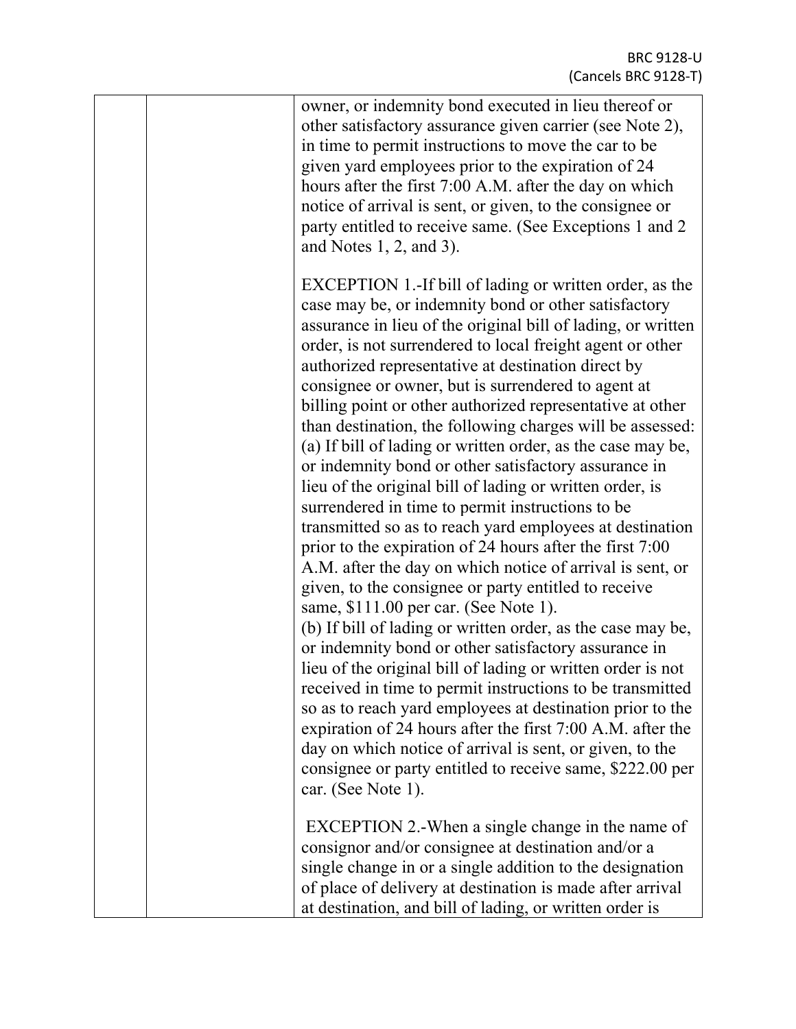owner, or indemnity bond executed in lieu thereof or other satisfactory assurance given carrier (see Note 2), in time to permit instructions to move the car to be given yard employees prior to the expiration of 24 hours after the first 7:00 A.M. after the day on which notice of arrival is sent, or given, to the consignee or party entitled to receive same. (See Exceptions 1 and 2 and Notes 1, 2, and 3).

EXCEPTION 1.-If bill of lading or written order, as the case may be, or indemnity bond or other satisfactory assurance in lieu of the original bill of lading, or written order, is not surrendered to local freight agent or other authorized representative at destination direct by consignee or owner, but is surrendered to agent at billing point or other authorized representative at other than destination, the following charges will be assessed:
(a) If bill of lading or written order, as the case may be, or indemnity bond or other satisfactory assurance in lieu of the original bill of lading or written order, is surrendered in time to permit instructions to be transmitted so as to reach yard employees at destination prior to the expiration of 24 hours after the first 7:00 A.M. after the day on which notice of arrival is sent, or given, to the consignee or party entitled to receive same, $111.00 per car. (See Note 1).
(b) If bill of lading or written order, as the case may be, or indemnity bond or other satisfactory assurance in lieu of the original bill of lading or written order is not received in time to permit instructions to be transmitted so as to reach yard employees at destination prior to the expiration of 24 hours after the first 7:00 A.M. after the day on which notice of arrival is sent, or given, to the consignee or party entitled to receive same, $222.00 per car. (See Note 1).

EXCEPTION 2.-When a single change in the name of consignor and/or consignee at destination and/or a single change in or a single addition to the designation of place of delivery at destination is made after arrival at destination, and bill of lading, or written order is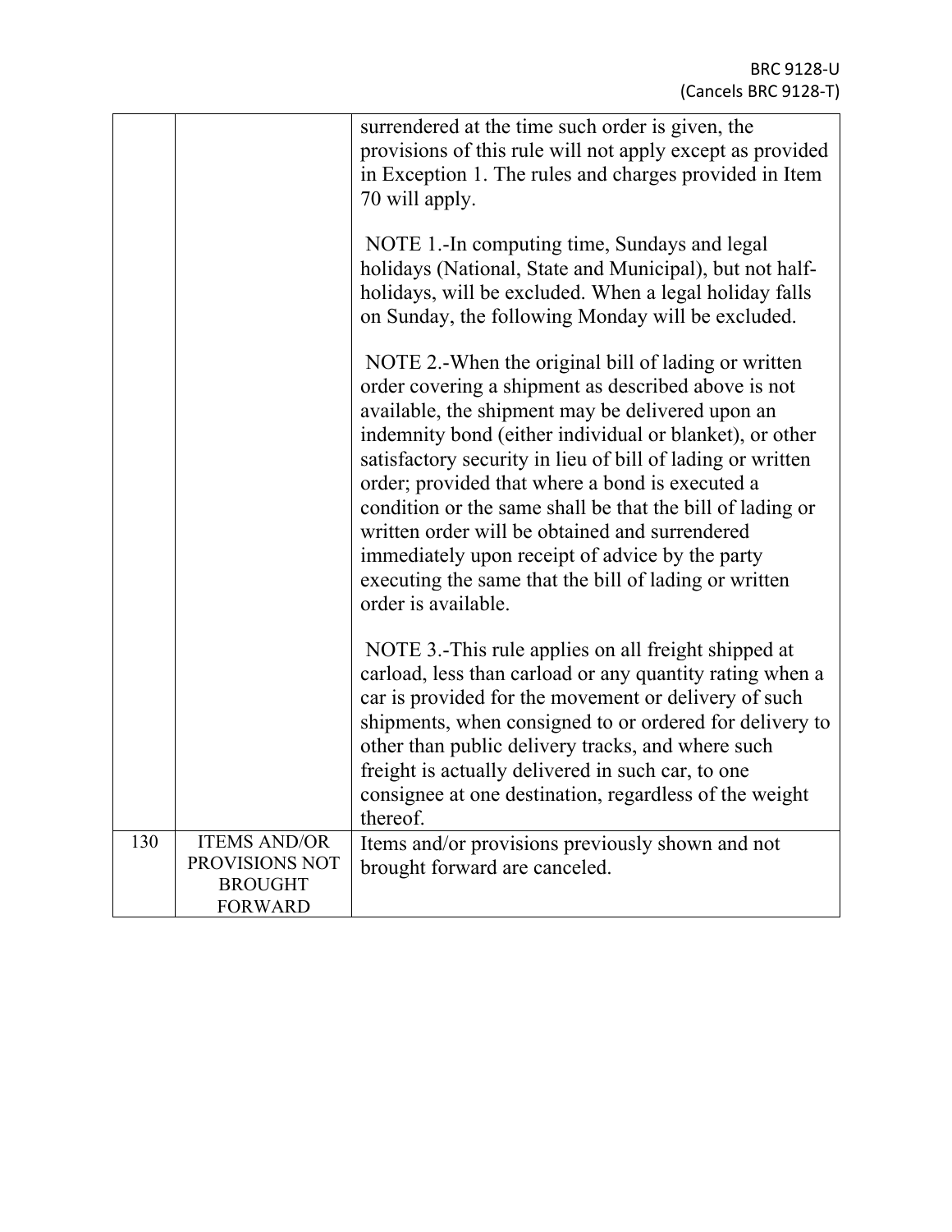| | | |
|---|---|---|
| | | surrendered at the time such order is given, the provisions of this rule will not apply except as provided in Exception 1. The rules and charges provided in Item 70 will apply.<br><br>NOTE 1.-In computing time, Sundays and legal holidays (National, State and Municipal), but not half-holidays, will be excluded. When a legal holiday falls on Sunday, the following Monday will be excluded.<br><br>NOTE 2.-When the original bill of lading or written order covering a shipment as described above is not available, the shipment may be delivered upon an indemnity bond (either individual or blanket), or other satisfactory security in lieu of bill of lading or written order; provided that where a bond is executed a condition or the same shall be that the bill of lading or written order will be obtained and surrendered immediately upon receipt of advice by the party executing the same that the bill of lading or written order is available.<br><br>NOTE 3.-This rule applies on all freight shipped at carload, less than carload or any quantity rating when a car is provided for the movement or delivery of such shipments, when consigned to or ordered for delivery to other than public delivery tracks, and where such freight is actually delivered in such car, to one consignee at one destination, regardless of the weight thereof. |
| 130 | ITEMS AND/OR PROVISIONS NOT BROUGHT FORWARD | Items and/or provisions previously shown and not brought forward are canceled. |